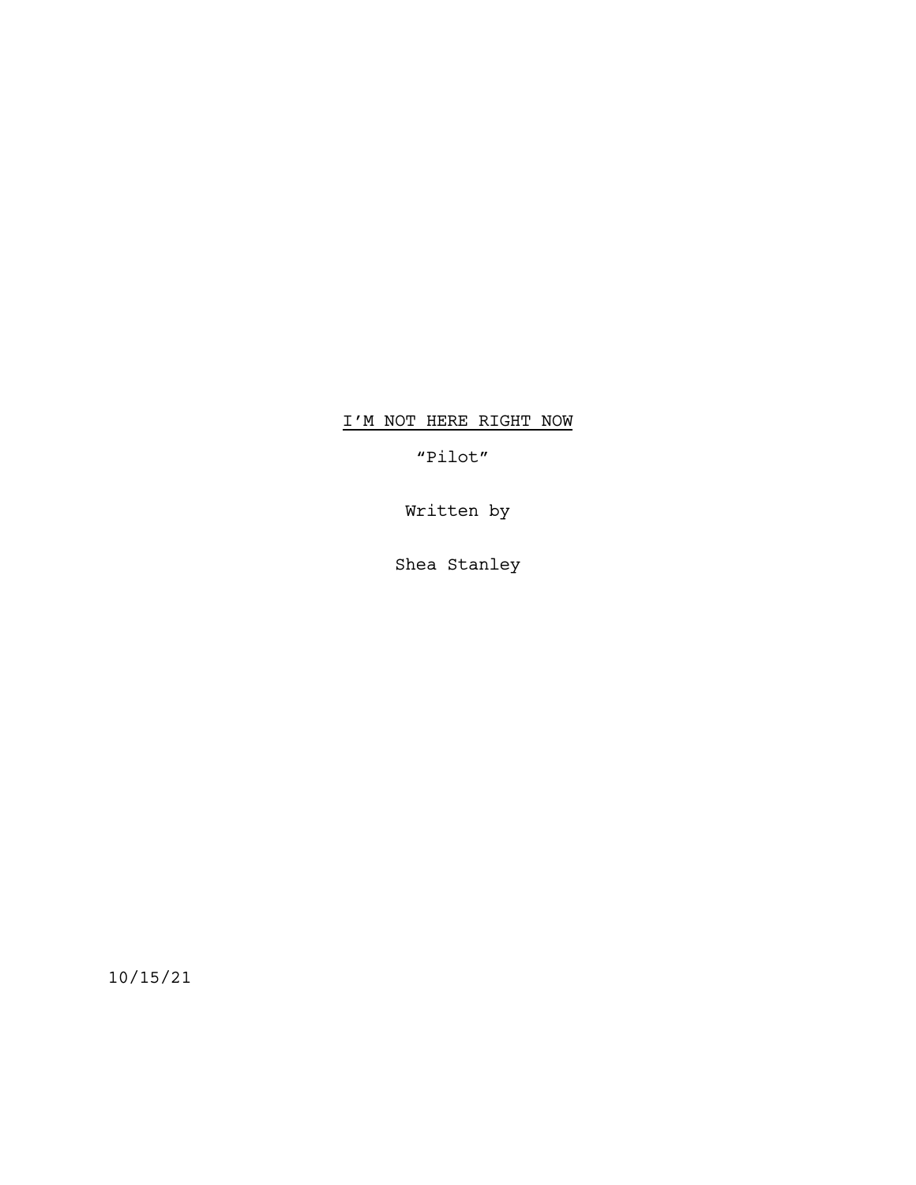<u>I'M NOT HERE RIGHT NOW</u>

"Pilot"

Written by

Shea Stanley

10/15/21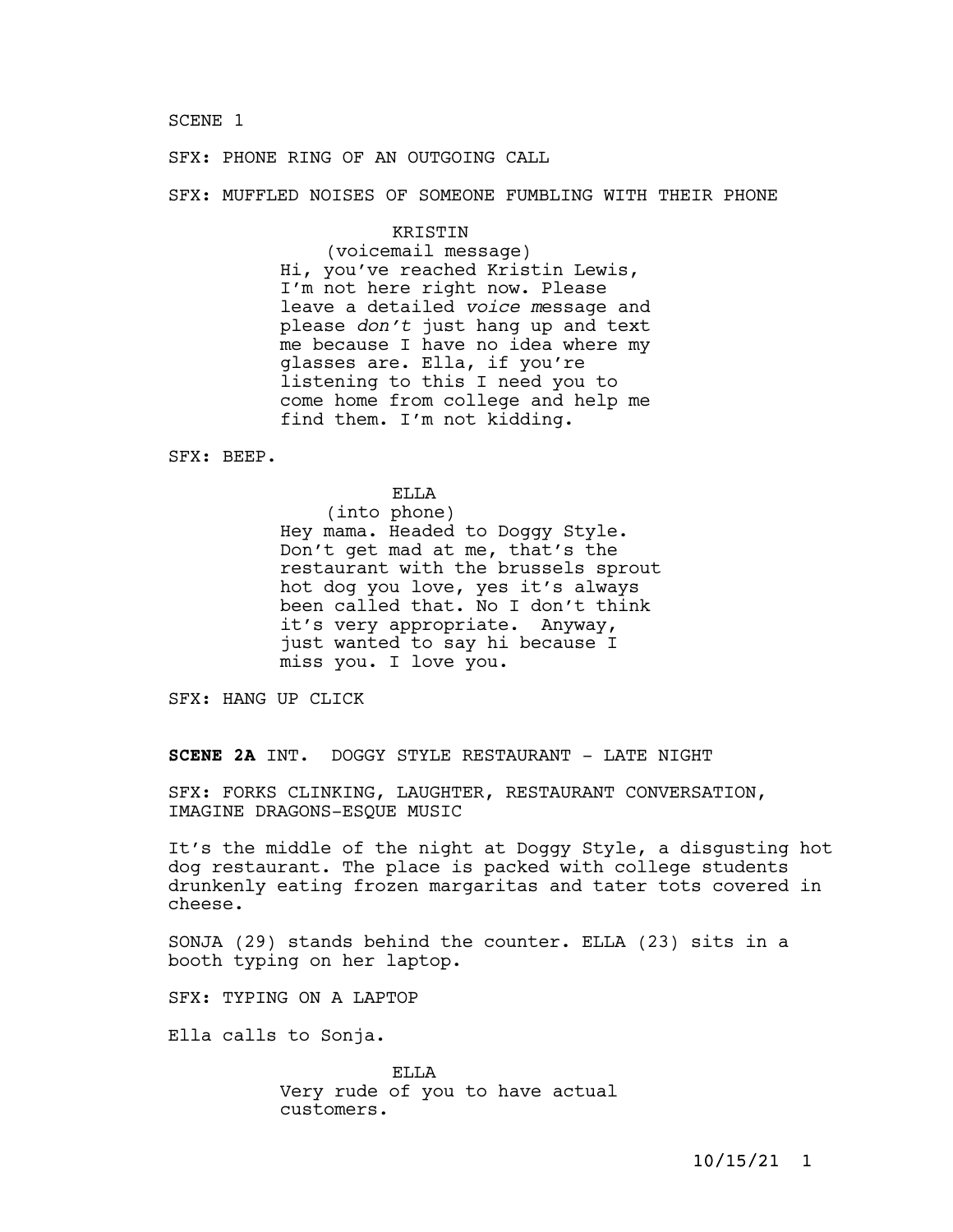SCENE 1

SFX: PHONE RING OF AN OUTGOING CALL

SFX: MUFFLED NOISES OF SOMEONE FUMBLING WITH THEIR PHONE

KRISTIN
(voicemail message)
Hi, you've reached Kristin Lewis, I'm not here right now. Please leave a detailed *voice m*essage and please *don't* just hang up and text me because I have no idea where my glasses are. Ella, if you're listening to this I need you to come home from college and help me find them. I'm not kidding.

SFX: BEEP.

ELLA
(into phone)
Hey mama. Headed to Doggy Style. Don't get mad at me, that's the restaurant with the brussels sprout hot dog you love, yes it's always been called that. No I don't think it's very appropriate. Anyway, just wanted to say hi because I miss you. I love you.

SFX: HANG UP CLICK

**SCENE 2A** INT. DOGGY STYLE RESTAURANT - LATE NIGHT

SFX: FORKS CLINKING, LAUGHTER, RESTAURANT CONVERSATION, IMAGINE DRAGONS-ESQUE MUSIC

It's the middle of the night at Doggy Style, a disgusting hot dog restaurant. The place is packed with college students drunkenly eating frozen margaritas and tater tots covered in cheese.

SONJA (29) stands behind the counter. ELLA (23) sits in a booth typing on her laptop.

SFX: TYPING ON A LAPTOP

Ella calls to Sonja.

ELLA
Very rude of you to have actual customers.

10/15/21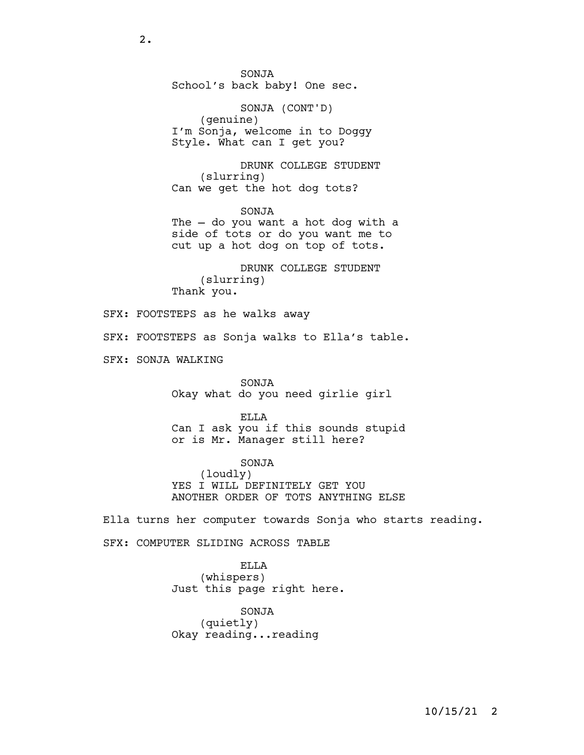SONJA
School's back baby! One sec.

SONJA (CONT'D)
(genuine)
I'm Sonja, welcome in to Doggy Style. What can I get you?

DRUNK COLLEGE STUDENT
(slurring)
Can we get the hot dog tots?

SONJA
The – do you want a hot dog with a side of tots or do you want me to cut up a hot dog on top of tots.

DRUNK COLLEGE STUDENT
(slurring)
Thank you.

SFX: FOOTSTEPS as he walks away

SFX: FOOTSTEPS as Sonja walks to Ella's table.

SFX: SONJA WALKING

SONJA
Okay what do you need girlie girl

ELLA
Can I ask you if this sounds stupid or is Mr. Manager still here?

SONJA
(loudly)
YES I WILL DEFINITELY GET YOU ANOTHER ORDER OF TOTS ANYTHING ELSE

Ella turns her computer towards Sonja who starts reading.

SFX: COMPUTER SLIDING ACROSS TABLE

ELLA
(whispers)
Just this page right here.

SONJA
(quietly)
Okay reading...reading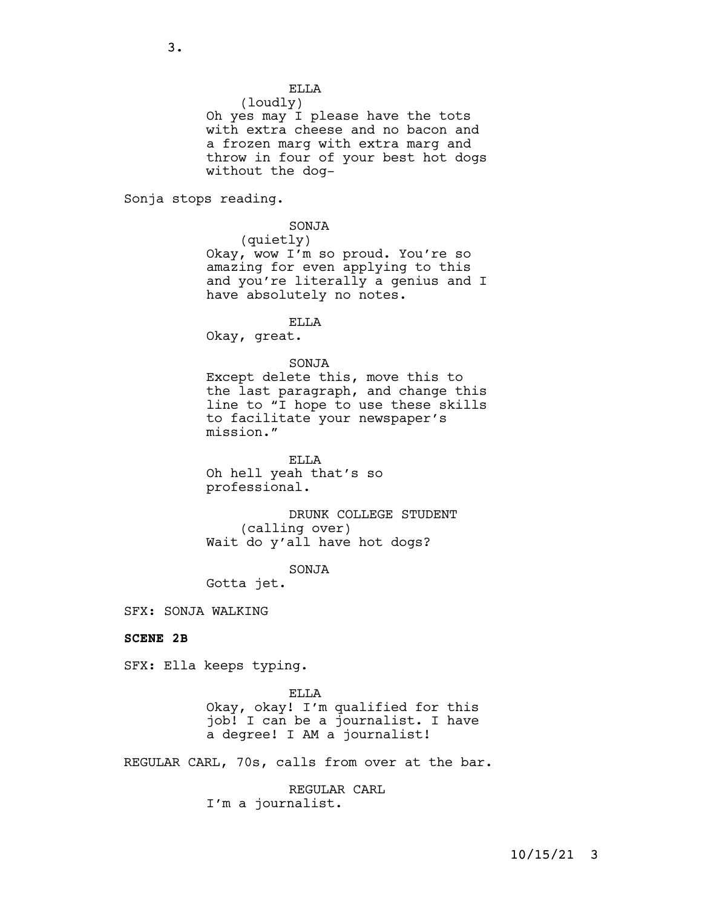ELLA
(loudly)
Oh yes may I please have the tots with extra cheese and no bacon and a frozen marg with extra marg and throw in four of your best hot dogs without the dog-

Sonja stops reading.

SONJA
(quietly)
Okay, wow I'm so proud. You're so amazing for even applying to this and you're literally a genius and I have absolutely no notes.

ELLA
Okay, great.

SONJA
Except delete this, move this to the last paragraph, and change this line to "I hope to use these skills to facilitate your newspaper's mission."

ELLA
Oh hell yeah that's so professional.

DRUNK COLLEGE STUDENT
(calling over)
Wait do y'all have hot dogs?

SONJA
Gotta jet.

SFX: SONJA WALKING

**SCENE 2B**

SFX: Ella keeps typing.

ELLA
Okay, okay! I'm qualified for this job! I can be a journalist. I have a degree! I AM a journalist!

REGULAR CARL, 70s, calls from over at the bar.

REGULAR CARL
I'm a journalist.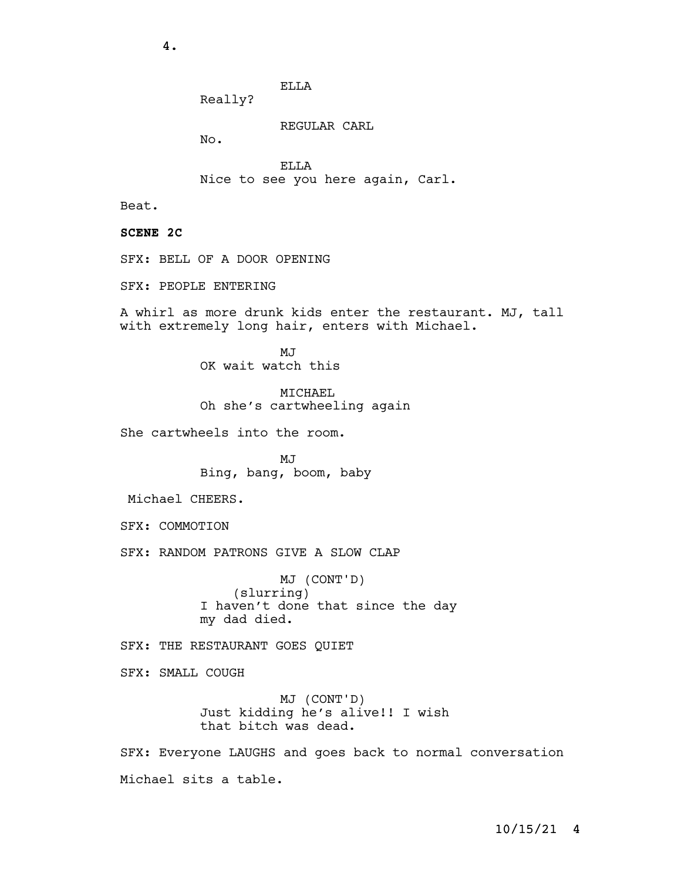ELLA
Really?

REGULAR CARL
No.

ELLA
Nice to see you here again, Carl.

Beat.

**SCENE 2C**

SFX: BELL OF A DOOR OPENING

SFX: PEOPLE ENTERING

A whirl as more drunk kids enter the restaurant. MJ, tall with extremely long hair, enters with Michael.

MJ
OK wait watch this

MICHAEL
Oh she's cartwheeling again

She cartwheels into the room.

MJ
Bing, bang, boom, baby

Michael CHEERS.

SFX: COMMOTION

SFX: RANDOM PATRONS GIVE A SLOW CLAP

MJ (CONT'D)
(slurring)
I haven't done that since the day my dad died.

SFX: THE RESTAURANT GOES QUIET

SFX: SMALL COUGH

MJ (CONT'D)
Just kidding he's alive!! I wish that bitch was dead.

SFX: Everyone LAUGHS and goes back to normal conversation

Michael sits a table.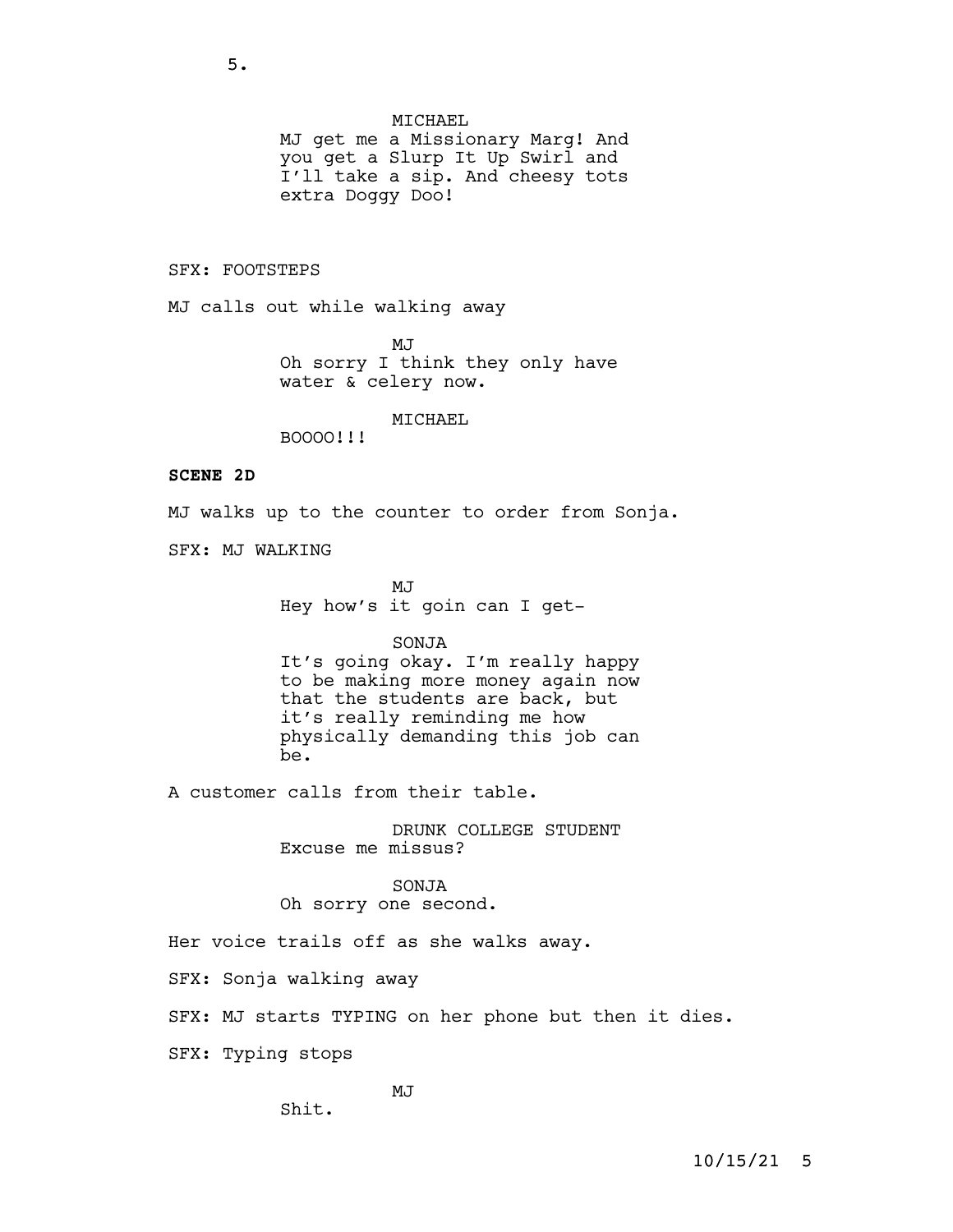MICHAEL

MJ get me a Missionary Marg! And you get a Slurp It Up Swirl and I'll take a sip. And cheesy tots extra Doggy Doo!

SFX: FOOTSTEPS

MJ calls out while walking away

MJ

Oh sorry I think they only have water & celery now.

MICHAEL

BOOOO!!!

**SCENE 2D**

MJ walks up to the counter to order from Sonja.

SFX: MJ WALKING

MJ

Hey how's it goin can I get-

SONJA

It's going okay. I'm really happy to be making more money again now that the students are back, but it's really reminding me how physically demanding this job can be.

A customer calls from their table.

DRUNK COLLEGE STUDENT

Excuse me missus?

SONJA

Oh sorry one second.

Her voice trails off as she walks away.

SFX: Sonja walking away

SFX: MJ starts TYPING on her phone but then it dies.

SFX: Typing stops

MJ

Shit.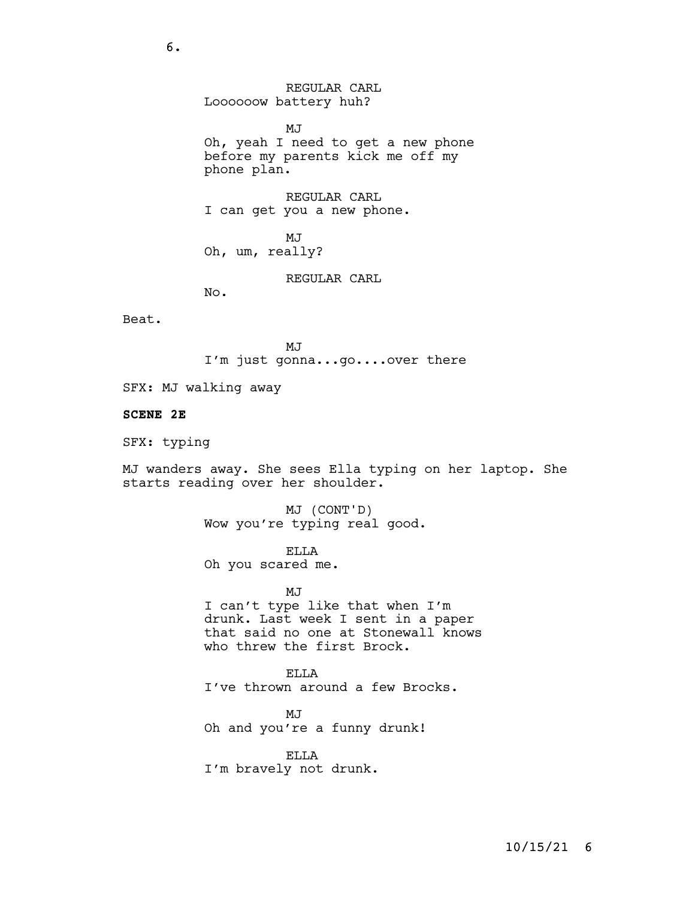REGULAR CARL
Loooooow battery huh?

MJ
Oh, yeah I need to get a new phone before my parents kick me off my phone plan.

REGULAR CARL
I can get you a new phone.

MJ
Oh, um, really?

REGULAR CARL
No.

Beat.

MJ
I'm just gonna...go....over there

SFX: MJ walking away

**SCENE 2E**

SFX: typing

MJ wanders away. She sees Ella typing on her laptop. She starts reading over her shoulder.

MJ (CONT'D)
Wow you're typing real good.

ELLA
Oh you scared me.

MJ
I can't type like that when I'm drunk. Last week I sent in a paper that said no one at Stonewall knows who threw the first Brock.

ELLA
I've thrown around a few Brocks.

MJ
Oh and you're a funny drunk!

ELLA
I'm bravely not drunk.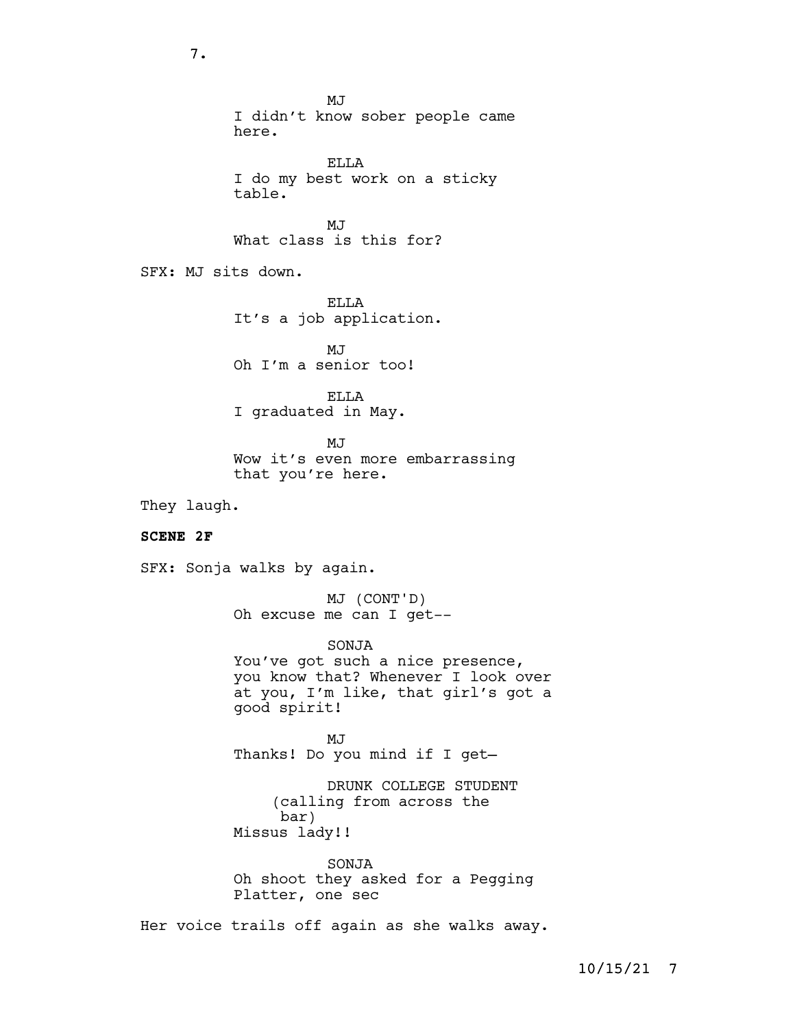MJ
I didn't know sober people came here.

ELLA
I do my best work on a sticky table.

MJ
What class is this for?

SFX: MJ sits down.

ELLA
It's a job application.

MJ
Oh I'm a senior too!

ELLA
I graduated in May.

MJ
Wow it's even more embarrassing that you're here.

They laugh.

**SCENE 2F**

SFX: Sonja walks by again.

MJ (CONT'D)
Oh excuse me can I get--

SONJA
You've got such a nice presence, you know that? Whenever I look over at you, I'm like, that girl's got a good spirit!

MJ
Thanks! Do you mind if I get–

DRUNK COLLEGE STUDENT
(calling from across the bar)
Missus lady!!

SONJA
Oh shoot they asked for a Pegging Platter, one sec

Her voice trails off again as she walks away.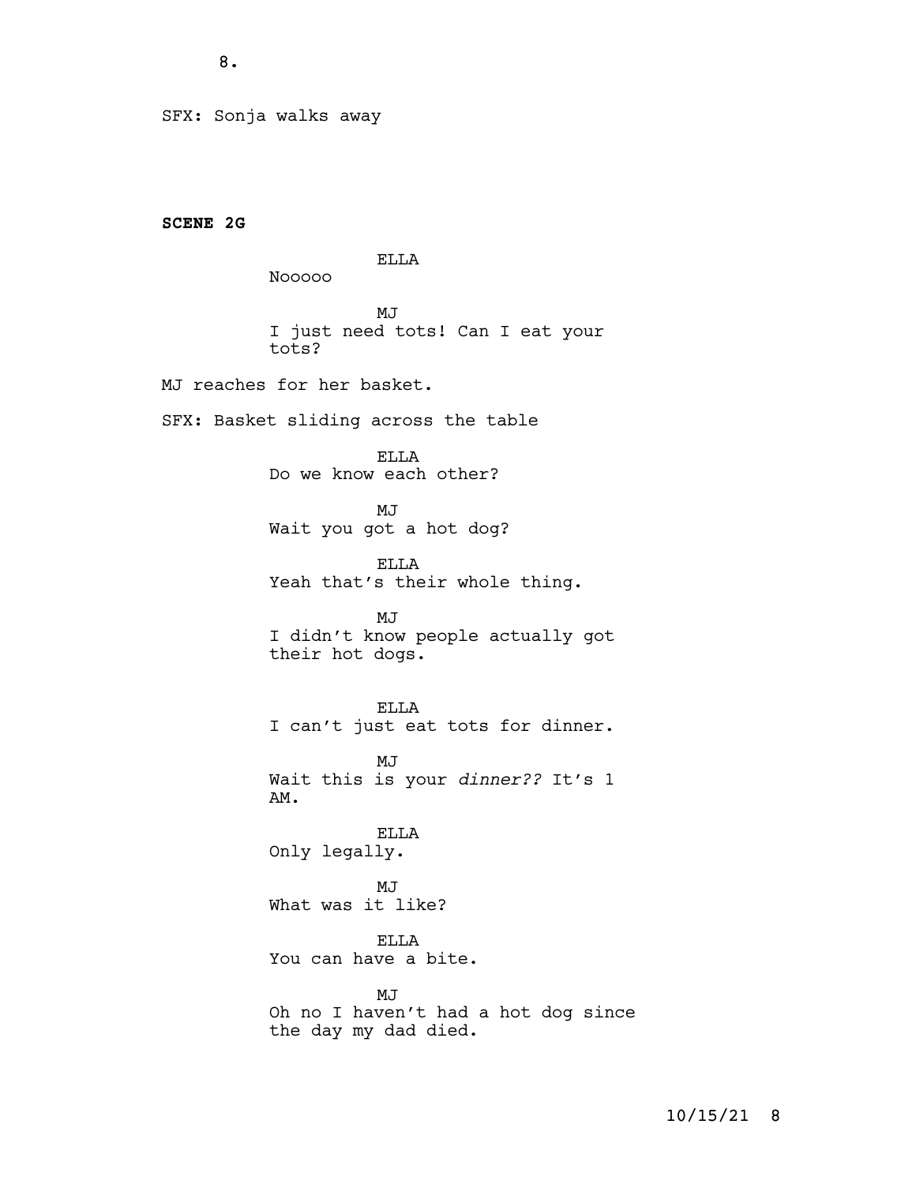SFX: Sonja walks away

**SCENE 2G**

ELLA
Nooooo

MJ
I just need tots! Can I eat your tots?

MJ reaches for her basket.

SFX: Basket sliding across the table

ELLA
Do we know each other?

MJ
Wait you got a hot dog?

ELLA
Yeah that's their whole thing.

MJ
I didn't know people actually got their hot dogs.

ELLA
I can't just eat tots for dinner.

MJ
Wait this is your *dinner??* It's 1 AM.

ELLA
Only legally.

MJ
What was it like?

ELLA
You can have a bite.

MJ
Oh no I haven't had a hot dog since the day my dad died.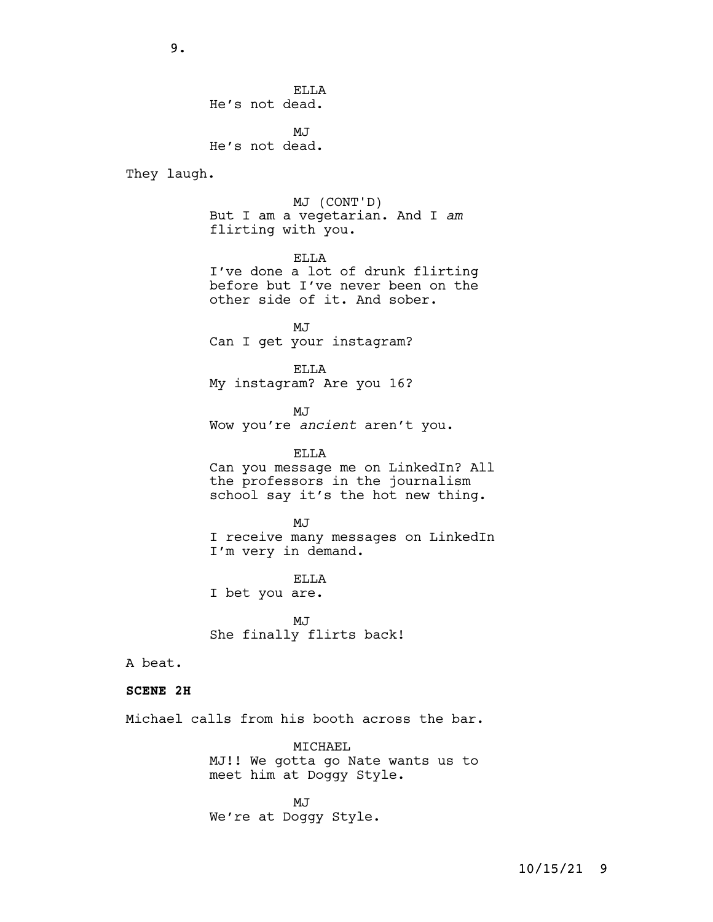ELLA
He's not dead.

MJ
He's not dead.

They laugh.

MJ (CONT'D)
But I am a vegetarian. And I *am* flirting with you.

ELLA
I've done a lot of drunk flirting before but I've never been on the other side of it. And sober.

MJ
Can I get your instagram?

ELLA
My instagram? Are you 16?

MJ
Wow you're *ancient* aren't you.

ELLA
Can you message me on LinkedIn? All the professors in the journalism school say it's the hot new thing.

MJ
I receive many messages on LinkedIn I'm very in demand.

ELLA
I bet you are.

MJ
She finally flirts back!

A beat.

**SCENE 2H**

Michael calls from his booth across the bar.

MICHAEL
MJ!! We gotta go Nate wants us to meet him at Doggy Style.

MJ
We're at Doggy Style.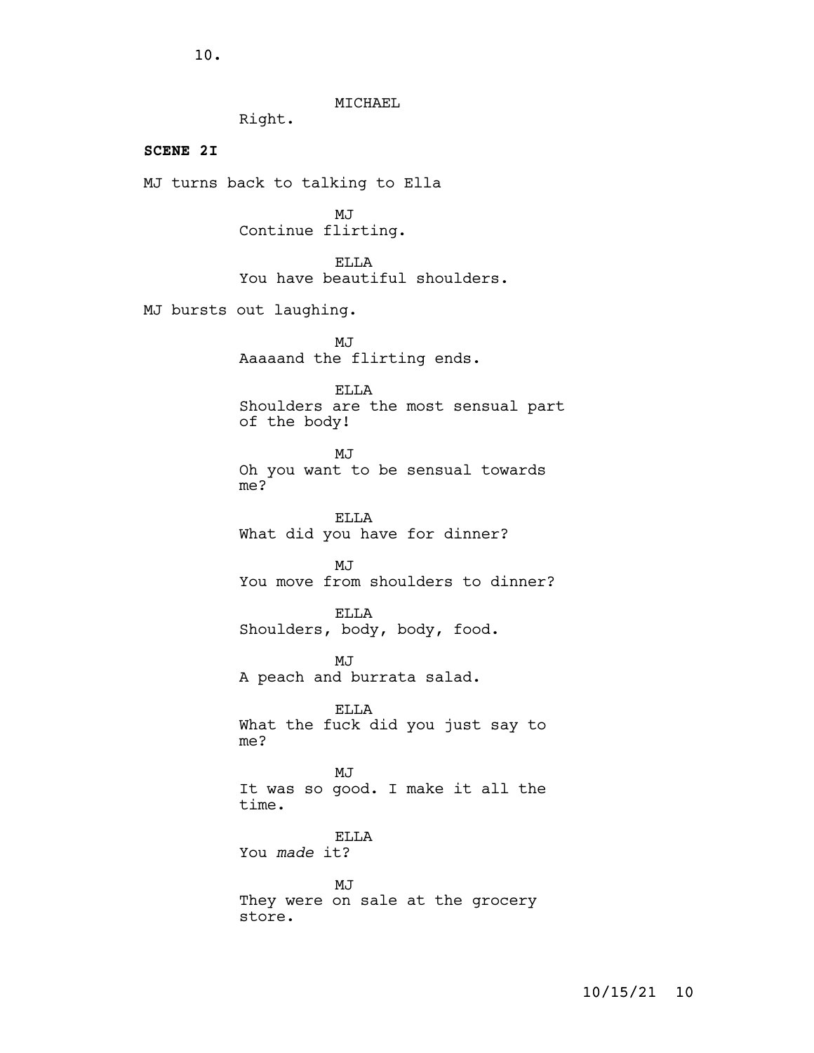MICHAEL
Right.

**SCENE 2I**

MJ turns back to talking to Ella

MJ
Continue flirting.

ELLA
You have beautiful shoulders.

MJ bursts out laughing.

MJ
Aaaaand the flirting ends.

ELLA
Shoulders are the most sensual part of the body!

MJ
Oh you want to be sensual towards me?

ELLA
What did you have for dinner?

MJ
You move from shoulders to dinner?

ELLA
Shoulders, body, body, food.

MJ
A peach and burrata salad.

ELLA
What the fuck did you just say to me?

MJ
It was so good. I make it all the time.

ELLA
You *made* it?

MJ
They were on sale at the grocery store.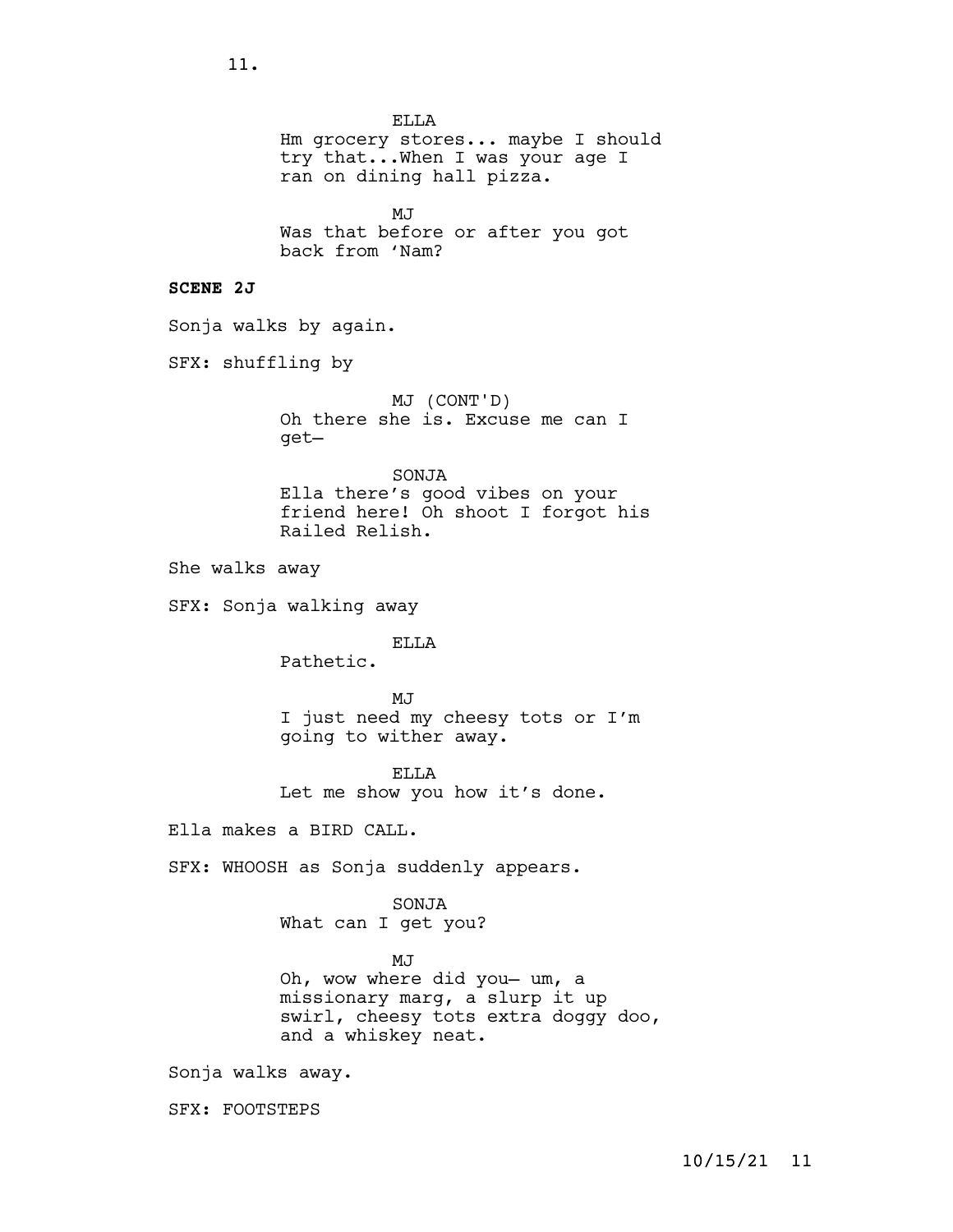ELLA
Hm grocery stores... maybe I should try that...When I was your age I ran on dining hall pizza.

MJ
Was that before or after you got back from 'Nam?

**SCENE 2J**

Sonja walks by again.

SFX: shuffling by

MJ (CONT'D)
Oh there she is. Excuse me can I get—

SONJA
Ella there's good vibes on your friend here! Oh shoot I forgot his Railed Relish.

She walks away

SFX: Sonja walking away

ELLA
Pathetic.

MJ
I just need my cheesy tots or I'm going to wither away.

ELLA
Let me show you how it's done.

Ella makes a BIRD CALL.

SFX: WHOOSH as Sonja suddenly appears.

SONJA
What can I get you?

MJ
Oh, wow where did you— um, a missionary marg, a slurp it up swirl, cheesy tots extra doggy doo, and a whiskey neat.

Sonja walks away.

SFX: FOOTSTEPS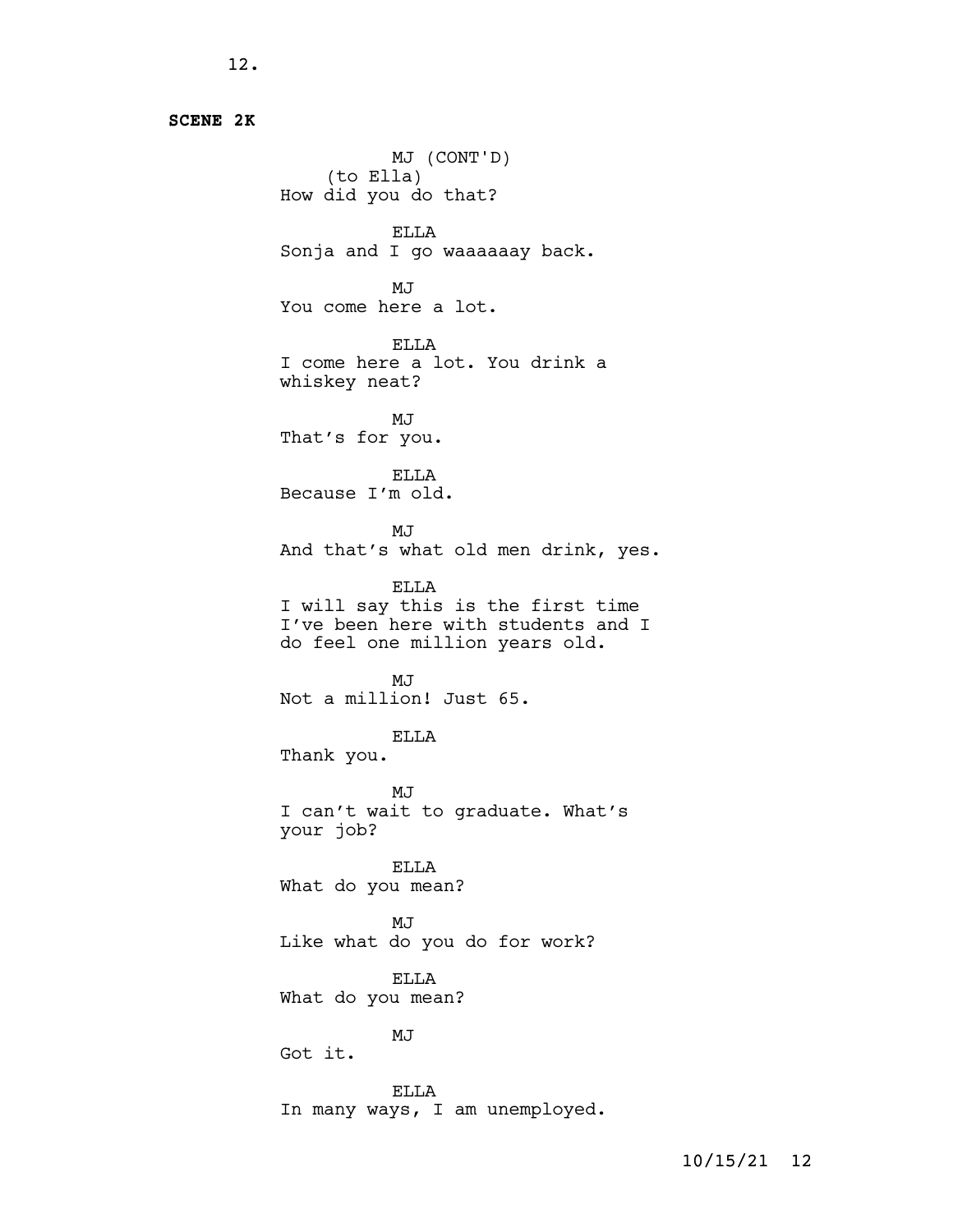**SCENE 2K**

MJ (CONT'D)
(to Ella)
How did you do that?

ELLA
Sonja and I go waaaaaay back.

MJ
You come here a lot.

ELLA
I come here a lot. You drink a whiskey neat?

MJ
That's for you.

ELLA
Because I'm old.

MJ
And that's what old men drink, yes.

ELLA
I will say this is the first time I've been here with students and I do feel one million years old.

MJ
Not a million! Just 65.

ELLA
Thank you.

MJ
I can't wait to graduate. What's your job?

ELLA
What do you mean?

MJ
Like what do you do for work?

ELLA
What do you mean?

MJ
Got it.

ELLA
In many ways, I am unemployed.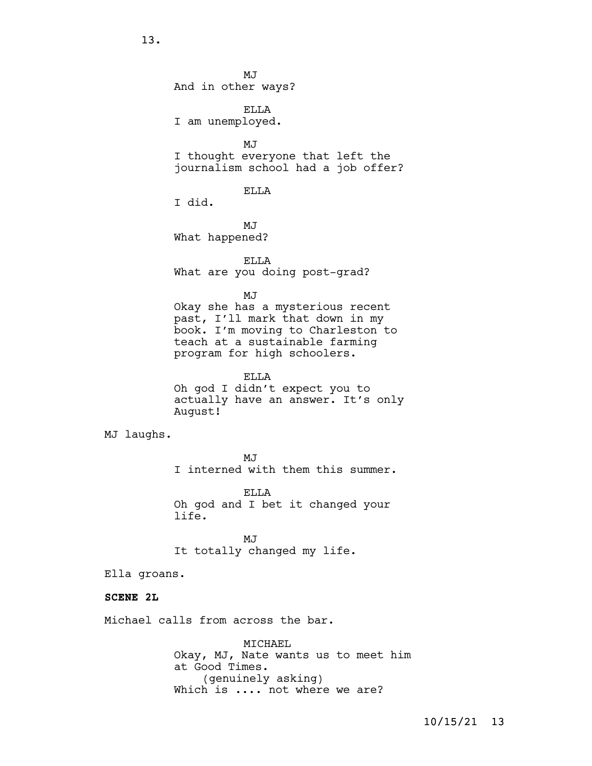MJ
And in other ways?

ELLA
I am unemployed.

MJ
I thought everyone that left the journalism school had a job offer?

ELLA
I did.

MJ
What happened?

ELLA
What are you doing post-grad?

MJ
Okay she has a mysterious recent past, I'll mark that down in my book. I'm moving to Charleston to teach at a sustainable farming program for high schoolers.

ELLA
Oh god I didn't expect you to actually have an answer. It's only August!

MJ laughs.

MJ
I interned with them this summer.

ELLA
Oh god and I bet it changed your life.

MJ
It totally changed my life.

Ella groans.

**SCENE 2L**

Michael calls from across the bar.

MICHAEL
Okay, MJ, Nate wants us to meet him at Good Times.
(genuinely asking)
Which is .... not where we are?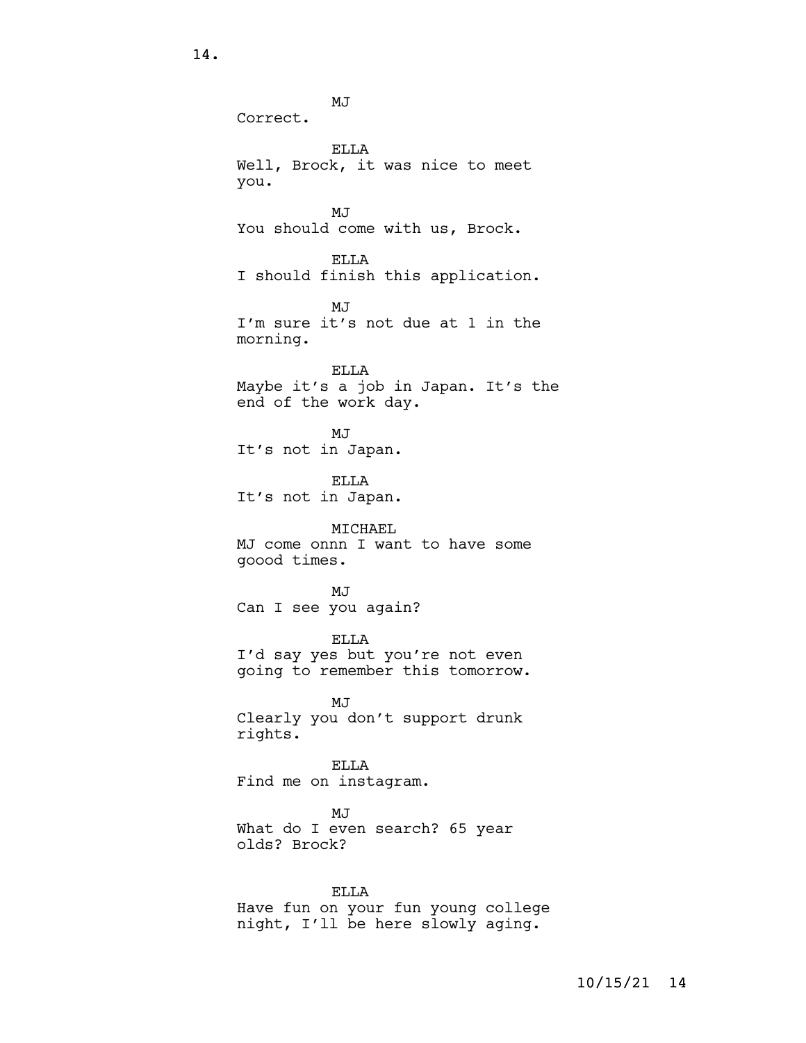MJ

Correct.

ELLA

Well, Brock, it was nice to meet you.

MJ

You should come with us, Brock.

ELLA

I should finish this application.

MJ

I'm sure it's not due at 1 in the morning.

ELLA

Maybe it's a job in Japan. It's the end of the work day.

MJ

It's not in Japan.

ELLA

It's not in Japan.

MICHAEL

MJ come onnn I want to have some goood times.

MJ

Can I see you again?

ELLA

I'd say yes but you're not even going to remember this tomorrow.

MJ

Clearly you don't support drunk rights.

ELLA

Find me on instagram.

MJ

What do I even search? 65 year olds? Brock?

ELLA

Have fun on your fun young college night, I'll be here slowly aging.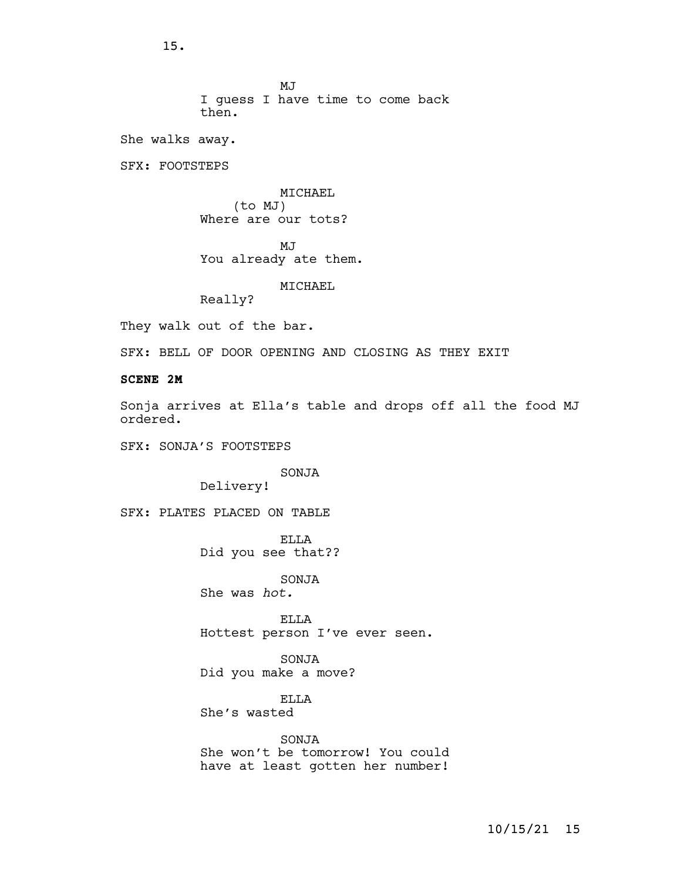MJ
I guess I have time to come back then.

She walks away.

SFX: FOOTSTEPS

MICHAEL
(to MJ)
Where are our tots?

MJ
You already ate them.

MICHAEL
Really?

They walk out of the bar.

SFX: BELL OF DOOR OPENING AND CLOSING AS THEY EXIT

**SCENE 2M**

Sonja arrives at Ella's table and drops off all the food MJ ordered.

SFX: SONJA'S FOOTSTEPS

SONJA
Delivery!

SFX: PLATES PLACED ON TABLE

ELLA
Did you see that??

SONJA
She was *hot.*

ELLA
Hottest person I've ever seen.

SONJA
Did you make a move?

ELLA
She's wasted

SONJA
She won't be tomorrow! You could have at least gotten her number!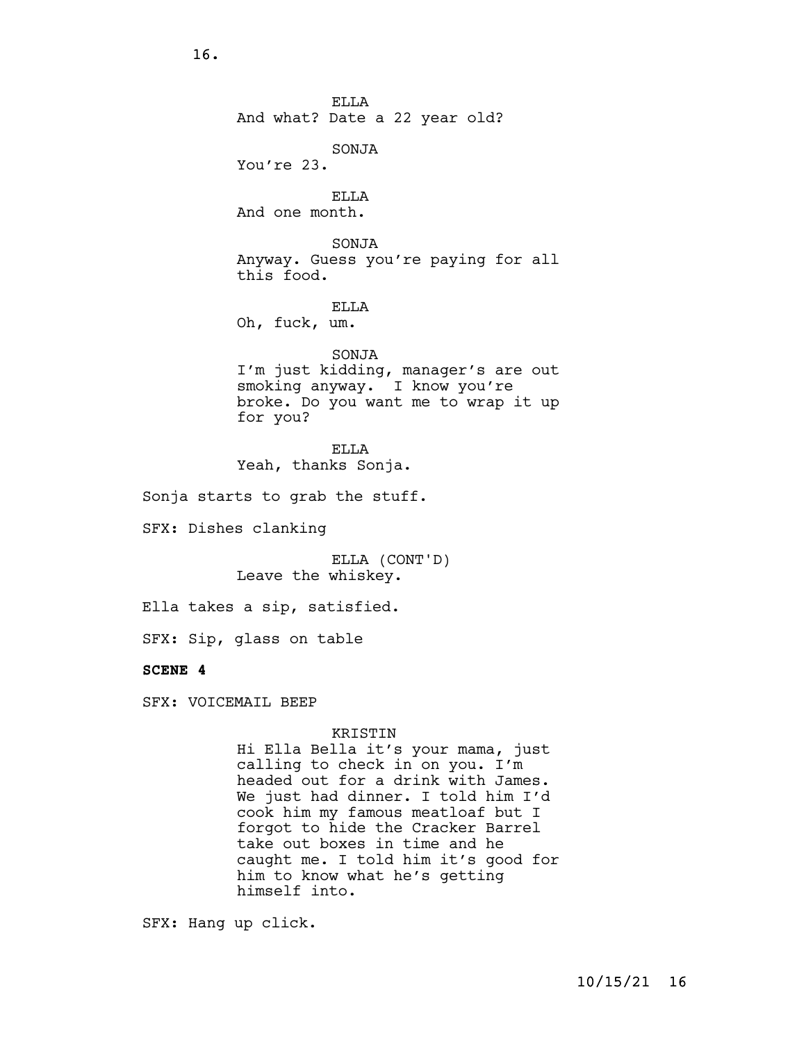ELLA
And what? Date a 22 year old?

SONJA
You're 23.

ELLA
And one month.

SONJA
Anyway. Guess you're paying for all this food.

ELLA
Oh, fuck, um.

SONJA
I'm just kidding, manager's are out smoking anyway. I know you're broke. Do you want me to wrap it up for you?

ELLA
Yeah, thanks Sonja.

Sonja starts to grab the stuff.

SFX: Dishes clanking

ELLA (CONT'D)
Leave the whiskey.

Ella takes a sip, satisfied.

SFX: Sip, glass on table

**SCENE 4**

SFX: VOICEMAIL BEEP

KRISTIN
Hi Ella Bella it's your mama, just calling to check in on you. I'm headed out for a drink with James. We just had dinner. I told him I'd cook him my famous meatloaf but I forgot to hide the Cracker Barrel take out boxes in time and he caught me. I told him it's good for him to know what he's getting himself into.

SFX: Hang up click.

10/15/21 16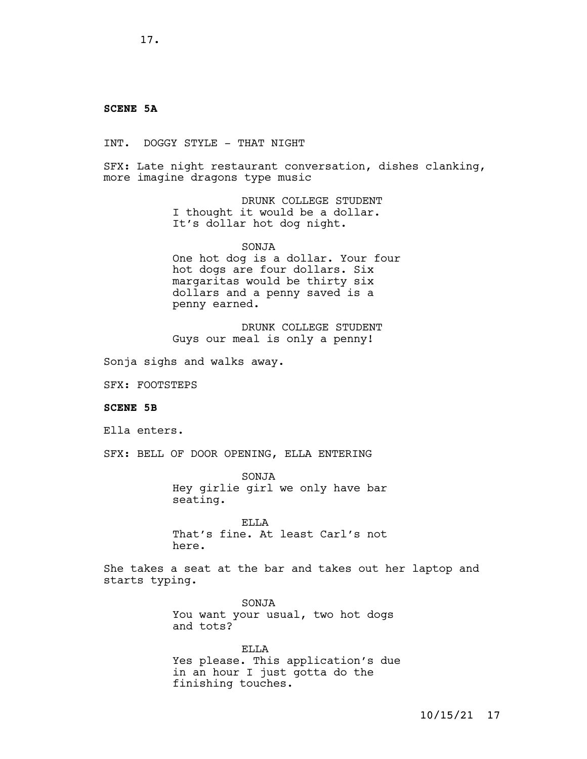**SCENE 5A**

INT. DOGGY STYLE - THAT NIGHT

SFX: Late night restaurant conversation, dishes clanking, more imagine dragons type music

DRUNK COLLEGE STUDENT
I thought it would be a dollar. It's dollar hot dog night.

SONJA
One hot dog is a dollar. Your four hot dogs are four dollars. Six margaritas would be thirty six dollars and a penny saved is a penny earned.

DRUNK COLLEGE STUDENT
Guys our meal is only a penny!

Sonja sighs and walks away.

SFX: FOOTSTEPS

**SCENE 5B**

Ella enters.

SFX: BELL OF DOOR OPENING, ELLA ENTERING

SONJA
Hey girlie girl we only have bar seating.

ELLA
That's fine. At least Carl's not here.

She takes a seat at the bar and takes out her laptop and starts typing.

SONJA
You want your usual, two hot dogs and tots?

ELLA
Yes please. This application's due in an hour I just gotta do the finishing touches.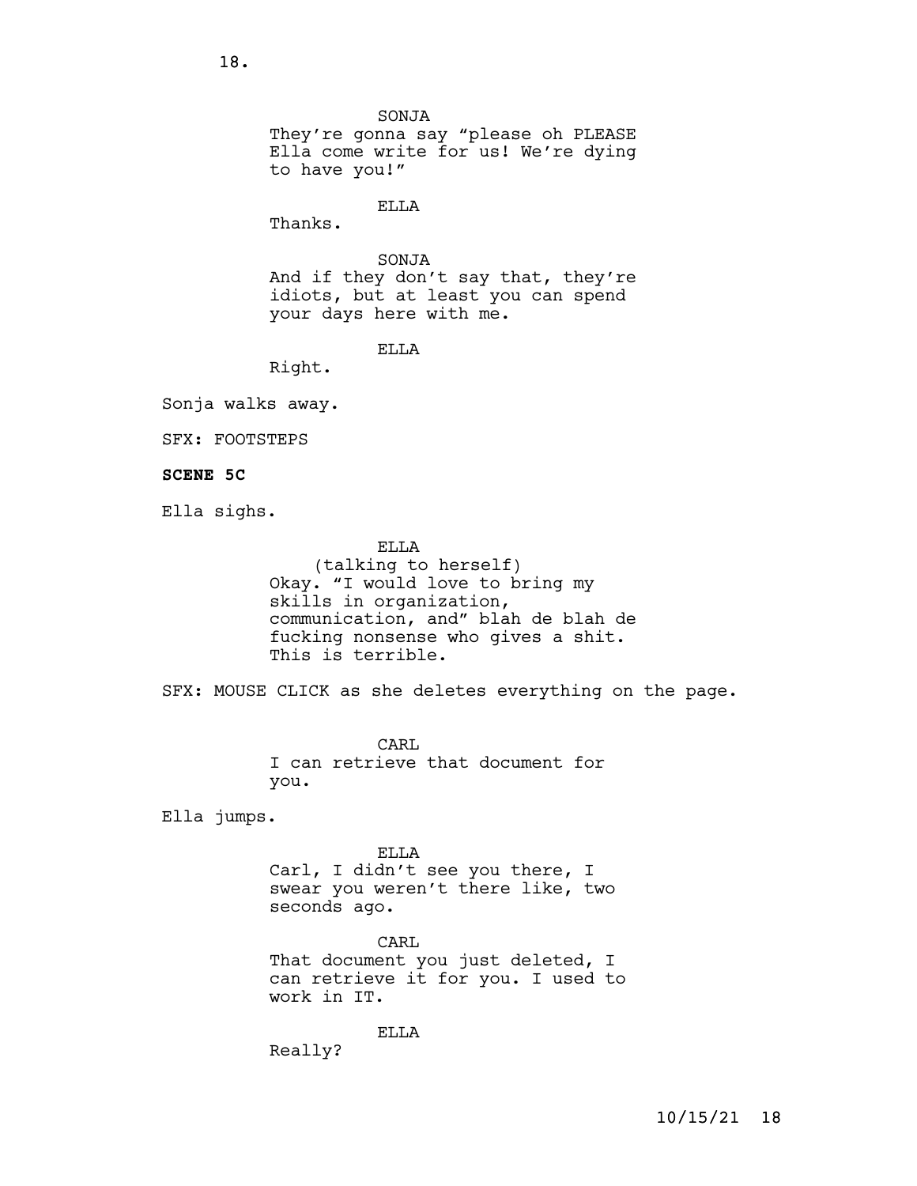SONJA

They're gonna say "please oh PLEASE Ella come write for us! We're dying to have you!"

ELLA

Thanks.

SONJA

And if they don't say that, they're idiots, but at least you can spend your days here with me.

ELLA

Right.

Sonja walks away.

SFX: FOOTSTEPS

**SCENE 5C**

Ella sighs.

ELLA

(talking to herself)

Okay. "I would love to bring my skills in organization, communication, and" blah de blah de fucking nonsense who gives a shit. This is terrible.

SFX: MOUSE CLICK as she deletes everything on the page.

CARL

I can retrieve that document for you.

Ella jumps.

ELLA

Carl, I didn't see you there, I swear you weren't there like, two seconds ago.

CARL

That document you just deleted, I can retrieve it for you. I used to work in IT.

ELLA

Really?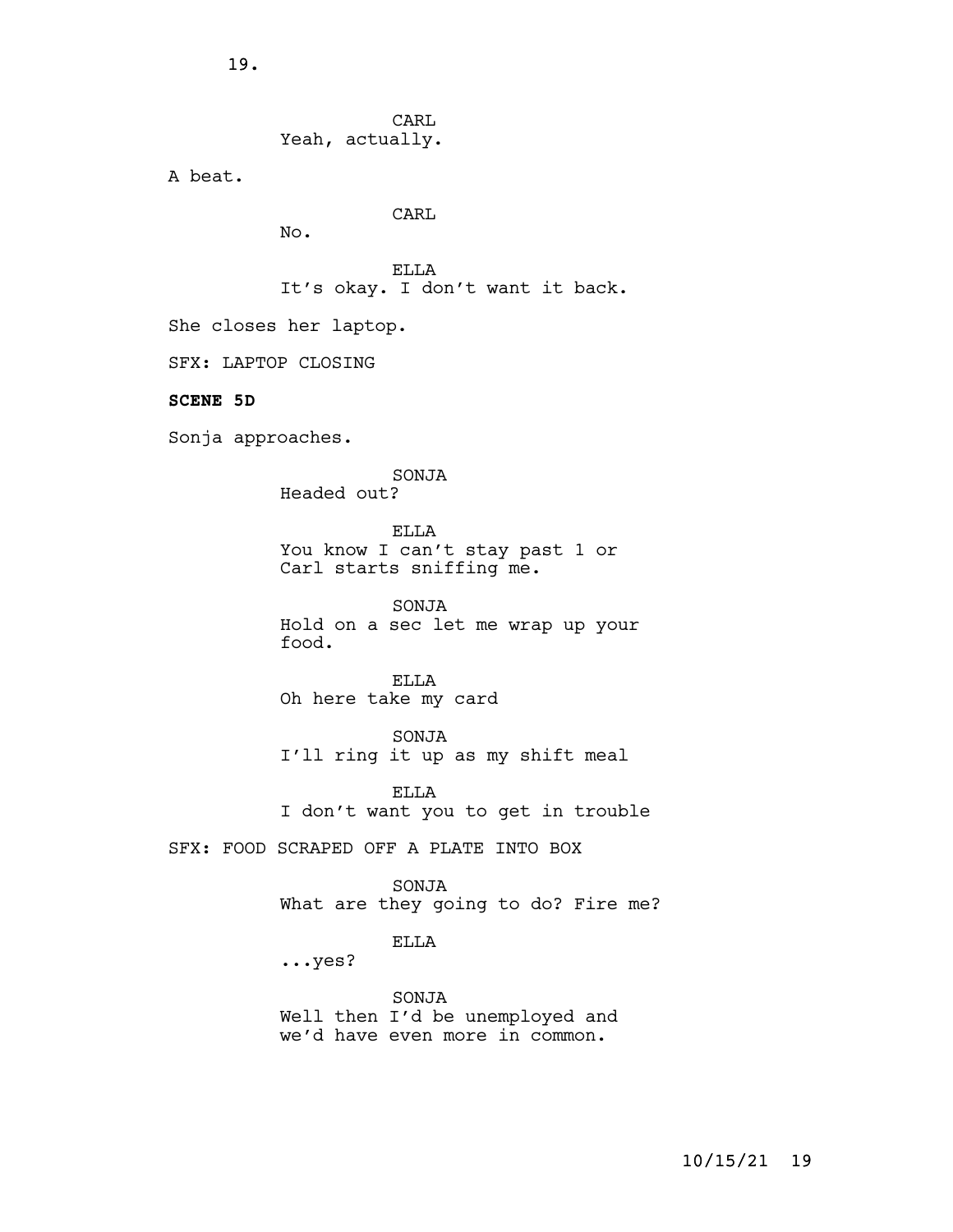CARL
Yeah, actually.

A beat.

CARL
No.

ELLA
It's okay. I don't want it back.

She closes her laptop.

SFX: LAPTOP CLOSING

**SCENE 5D**

Sonja approaches.

SONJA
Headed out?

ELLA
You know I can't stay past 1 or Carl starts sniffing me.

SONJA
Hold on a sec let me wrap up your food.

ELLA
Oh here take my card

SONJA
I'll ring it up as my shift meal

ELLA
I don't want you to get in trouble

SFX: FOOD SCRAPED OFF A PLATE INTO BOX

SONJA
What are they going to do? Fire me?

ELLA
...yes?

SONJA
Well then I'd be unemployed and we'd have even more in common.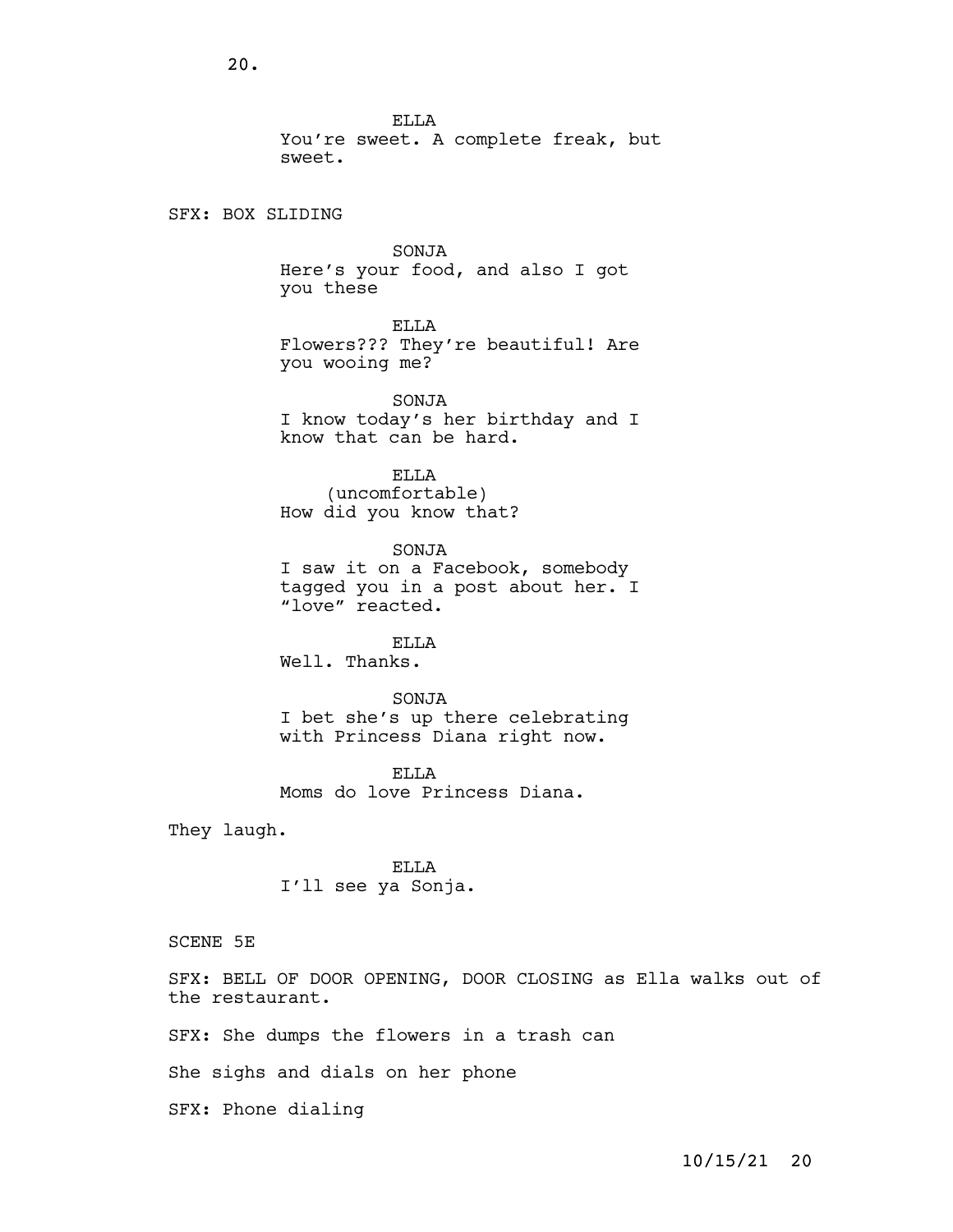ELLA
You're sweet. A complete freak, but sweet.

SFX: BOX SLIDING

SONJA
Here's your food, and also I got you these

ELLA
Flowers??? They're beautiful! Are you wooing me?

SONJA
I know today's her birthday and I know that can be hard.

ELLA
(uncomfortable)
How did you know that?

SONJA
I saw it on a Facebook, somebody tagged you in a post about her. I "love" reacted.

ELLA
Well. Thanks.

SONJA
I bet she's up there celebrating with Princess Diana right now.

ELLA
Moms do love Princess Diana.

They laugh.

ELLA
I'll see ya Sonja.

SCENE 5E

SFX: BELL OF DOOR OPENING, DOOR CLOSING as Ella walks out of the restaurant.

SFX: She dumps the flowers in a trash can

She sighs and dials on her phone

SFX: Phone dialing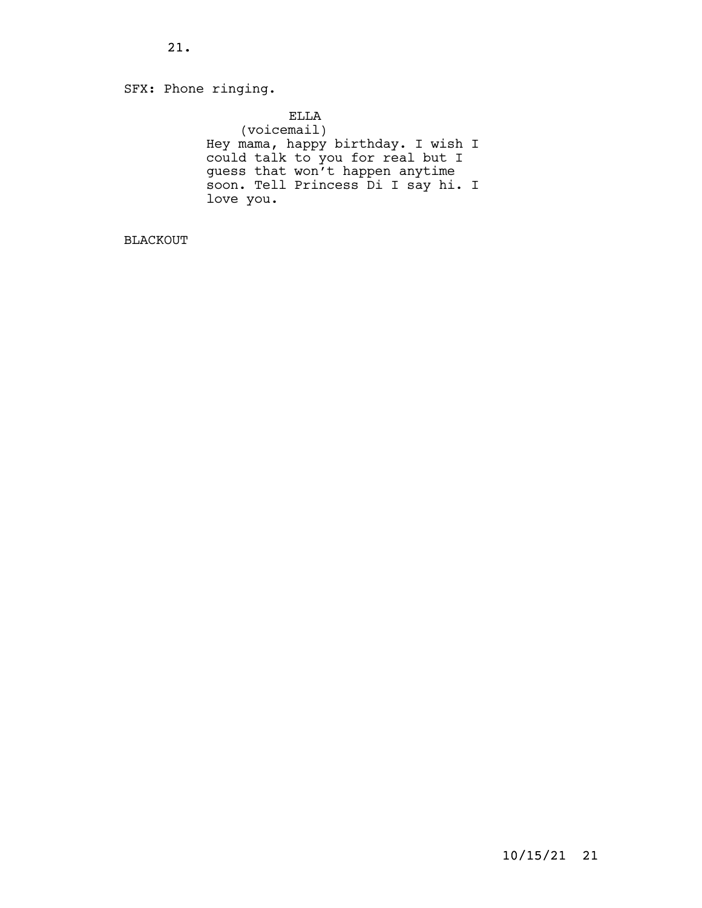SFX: Phone ringing.

ELLA
(voicemail)
Hey mama, happy birthday. I wish I could talk to you for real but I guess that won't happen anytime soon. Tell Princess Di I say hi. I love you.

BLACKOUT